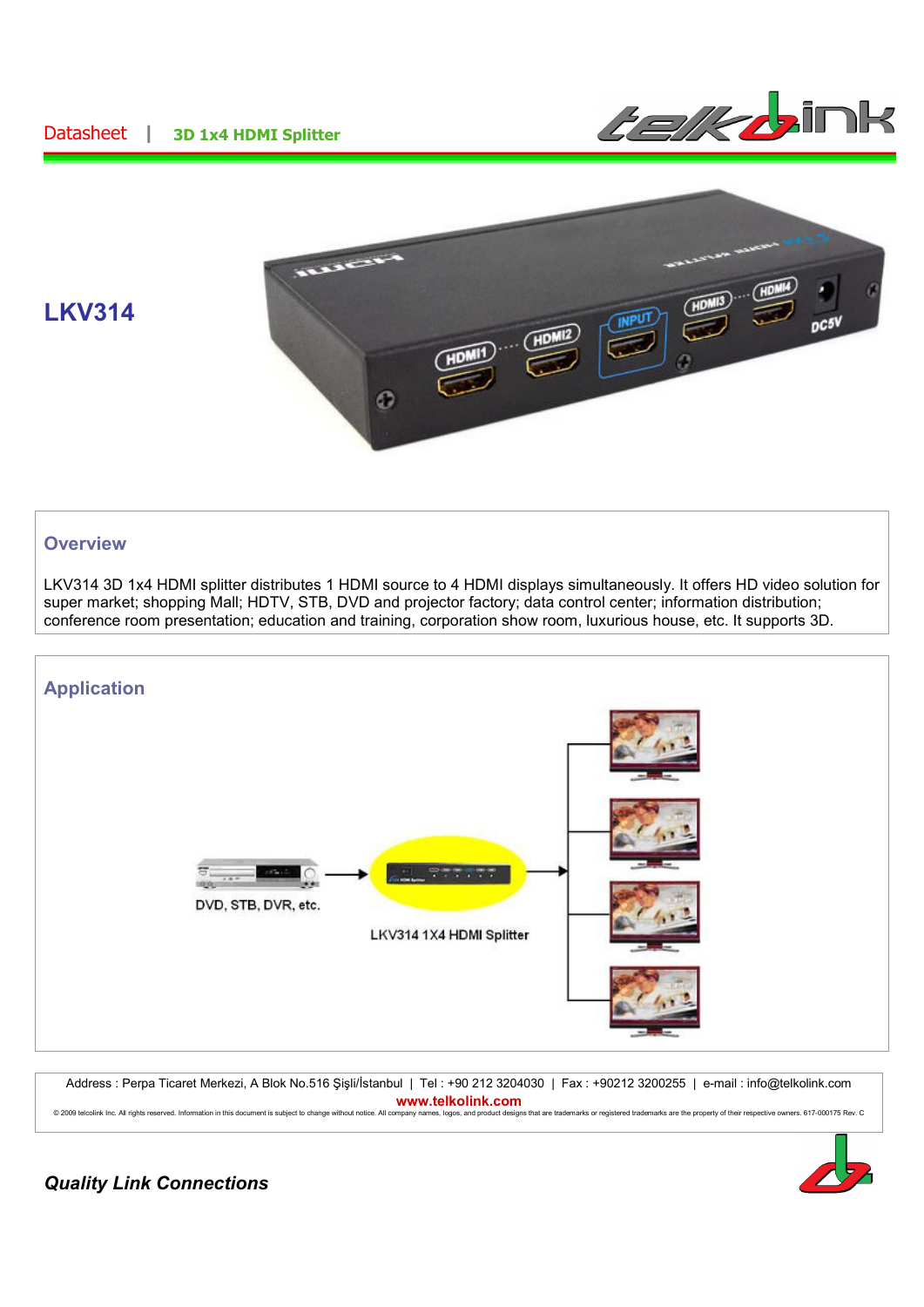Datasheet | **3D 1x4 HDMI Splitter**

# LKV314

## Overview

LKV314 3D 1x4 HDMI splitter distributes 1 HDMI source to 4 HDMI displays simultaneously. It offers HD video solution for super market; shopping Mall; HDTV, STB, DVD and projector factory; data control center; information distribution; conference room presentation; education and training, corporation show room, luxurious house, etc. It supports 3D.

## Application

DVD, STB, DVR, etc.

LKV314 1X4 HDMI Splitter

Address : Perpa Ticaret Merkezi, A Blok No.516 Şişli/İstanbul | Tel : +90 212 3204030 | Fax : +90212 3200255 | e-mail : info@telkolink.com

**www.telkolink.com**

© 2009 telcolink Inc. All rights reserved. Information in this document is subject to change without notice. All company names, logos, and product designs that are trademarks or registered trademarks are the property of their respective owners. 617-000175 Rev. C

***Quality Link Connections***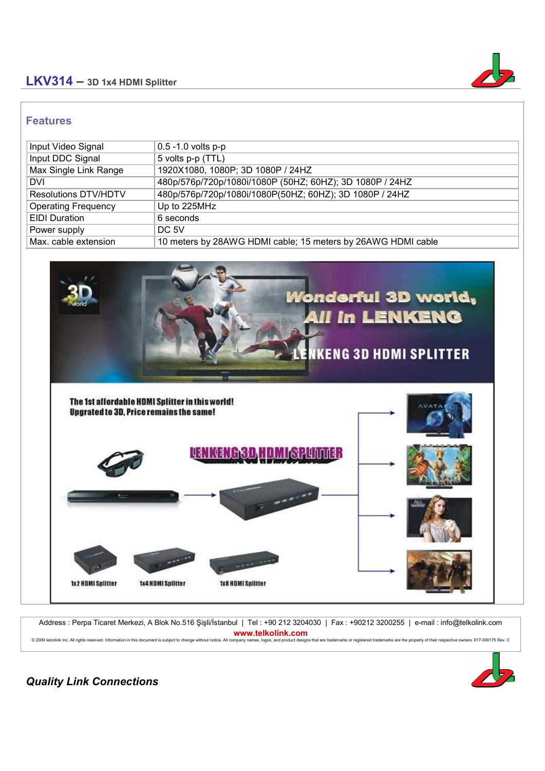## LKV314 – 3D 1x4 HDMI Splitter

### Features

| | |
|---|---|
| Input Video Signal | 0.5 -1.0 volts p-p |
| Input DDC Signal | 5 volts p-p (TTL) |
| Max Single Link Range | 1920X1080, 1080P; 3D 1080P / 24HZ |
| DVI | 480p/576p/720p/1080i/1080P (50HZ; 60HZ); 3D 1080P / 24HZ |
| Resolutions DTV/HDTV | 480p/576p/720p/1080i/1080P(50HZ; 60HZ); 3D 1080P / 24HZ |
| Operating Frequency | Up to 225MHz |
| EIDI Duration | 6 seconds |
| Power supply | DC 5V |
| Max. cable extension | 10 meters by 28AWG HDMI cable; 15 meters by 26AWG HDMI cable |

Address : Perpa Ticaret Merkezi, A Blok No.516 Şişli/İstanbul | Tel : +90 212 3204030 | Fax : +90212 3200255 | e-mail : info@telkolink.com

www.telkolink.com

© 2009 telcolink Inc. All rights reserved. Information in this document is subject to change without notice. All company names, logos, and product designs that are trademarks or registered trademarks are the property of their respective owners. 617-000175 Rev. C

***Quality Link Connections***